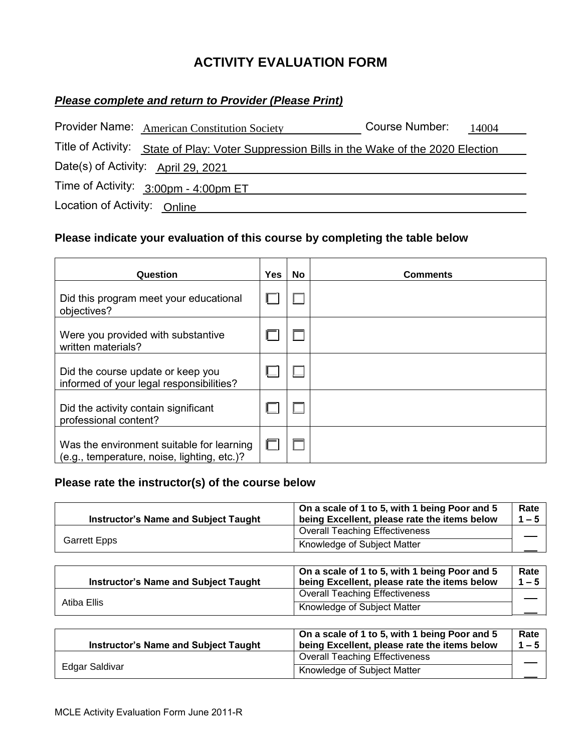# ACTIVITY EVALUATION FORM

***Please complete and return to Provider (Please Print)***

Provider Name: American Constitution Society Course Number: 14004

Title of Activity: State of Play: Voter Suppression Bills in the Wake of the 2020 Election

Date(s) of Activity: April 29, 2021

Time of Activity: 3:00pm - 4:00pm ET

Location of Activity: Online

### Please indicate your evaluation of this course by completing the table below

| Question | Yes | No | Comments |
|---|---|---|---|
| Did this program meet your educational objectives? | ☐ | ☐ | |
| Were you provided with substantive written materials? | ☐ | ☐ | |
| Did the course update or keep you informed of your legal responsibilities? | ☐ | ☐ | |
| Did the activity contain significant professional content? | ☐ | ☐ | |
| Was the environment suitable for learning (e.g., temperature, noise, lighting, etc.)? | ☐ | ☐ | |

### Please rate the instructor(s) of the course below

| Instructor's Name and Subject Taught | On a scale of 1 to 5, with 1 being Poor and 5 being Excellent, please rate the items below | Rate 1 – 5 |
|---|---|---|
| Garrett Epps | Overall Teaching Effectiveness | ___ |
| | Knowledge of Subject Matter | ___ |

| Instructor's Name and Subject Taught | On a scale of 1 to 5, with 1 being Poor and 5 being Excellent, please rate the items below | Rate 1 – 5 |
|---|---|---|
| Atiba Ellis | Overall Teaching Effectiveness | ___ |
| | Knowledge of Subject Matter | ___ |

| Instructor's Name and Subject Taught | On a scale of 1 to 5, with 1 being Poor and 5 being Excellent, please rate the items below | Rate 1 – 5 |
|---|---|---|
| Edgar Saldivar | Overall Teaching Effectiveness | ___ |
| | Knowledge of Subject Matter | ___ |

MCLE Activity Evaluation Form June 2011-R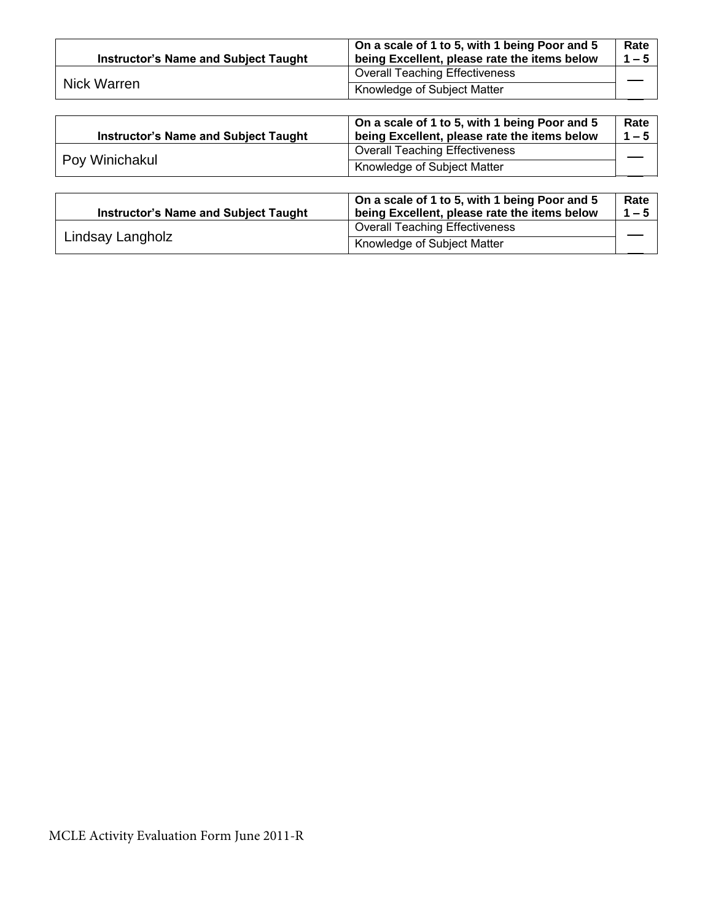| Instructor’s Name and Subject Taught | On a scale of 1 to 5, with 1 being Poor and 5 being Excellent, please rate the items below | Rate 1 – 5 |
|---|---|---|
| Nick Warren | Overall Teaching Effectiveness | ___ |
| | Knowledge of Subject Matter | ___ |

| Instructor’s Name and Subject Taught | On a scale of 1 to 5, with 1 being Poor and 5 being Excellent, please rate the items below | Rate 1 – 5 |
|---|---|---|
| Poy Winichakul | Overall Teaching Effectiveness | ___ |
| | Knowledge of Subject Matter | ___ |

| Instructor’s Name and Subject Taught | On a scale of 1 to 5, with 1 being Poor and 5 being Excellent, please rate the items below | Rate 1 – 5 |
|---|---|---|
| Lindsay Langholz | Overall Teaching Effectiveness | ___ |
| | Knowledge of Subject Matter | ___ |

MCLE Activity Evaluation Form June 2011-R